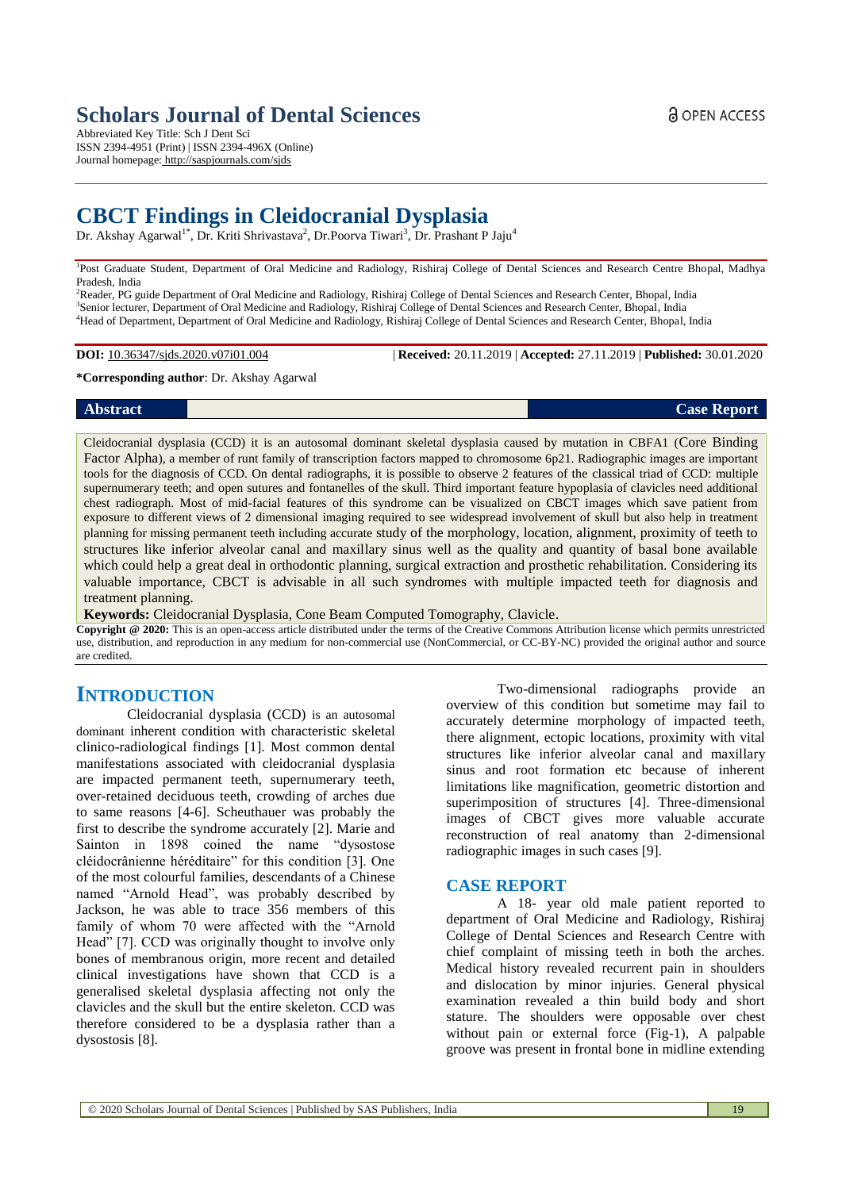# Scholars Journal of Dental Sciences

Abbreviated Key Title: Sch J Dent Sci
ISSN 2394-4951 (Print) | ISSN 2394-496X (Online)
Journal homepage: http://saspjournals.com/sjds

OPEN ACCESS

# CBCT Findings in Cleidocranial Dysplasia

Dr. Akshay Agarwal[1*], Dr. Kriti Shrivastava[2], Dr.Poorva Tiwari[3], Dr. Prashant P Jaju[4]

[1]Post Graduate Student, Department of Oral Medicine and Radiology, Rishiraj College of Dental Sciences and Research Centre Bhopal, Madhya Pradesh, India
[2]Reader, PG guide Department of Oral Medicine and Radiology, Rishiraj College of Dental Sciences and Research Center, Bhopal, India
[3]Senior lecturer, Department of Oral Medicine and Radiology, Rishiraj College of Dental Sciences and Research Center, Bhopal, India
[4]Head of Department, Department of Oral Medicine and Radiology, Rishiraj College of Dental Sciences and Research Center, Bhopal, India

**DOI:** 10.36347/sjds.2020.v07i01.004 | **Received:** 20.11.2019 | **Accepted:** 27.11.2019 | **Published:** 30.01.2020

**\*Corresponding author**: Dr. Akshay Agarwal

**Abstract** — **Case Report**

Cleidocranial dysplasia (CCD) it is an autosomal dominant skeletal dysplasia caused by mutation in CBFA1 (Core Binding Factor Alpha), a member of runt family of transcription factors mapped to chromosome 6p21. Radiographic images are important tools for the diagnosis of CCD. On dental radiographs, it is possible to observe 2 features of the classical triad of CCD: multiple supernumerary teeth; and open sutures and fontanelles of the skull. Third important feature hypoplasia of clavicles need additional chest radiograph. Most of mid-facial features of this syndrome can be visualized on CBCT images which save patient from exposure to different views of 2 dimensional imaging required to see widespread involvement of skull but also help in treatment planning for missing permanent teeth including accurate study of the morphology, location, alignment, proximity of teeth to structures like inferior alveolar canal and maxillary sinus well as the quality and quantity of basal bone available which could help a great deal in orthodontic planning, surgical extraction and prosthetic rehabilitation. Considering its valuable importance, CBCT is advisable in all such syndromes with multiple impacted teeth for diagnosis and treatment planning.

**Keywords:** Cleidocranial Dysplasia, Cone Beam Computed Tomography, Clavicle.

**Copyright @ 2020:** This is an open-access article distributed under the terms of the Creative Commons Attribution license which permits unrestricted use, distribution, and reproduction in any medium for non-commercial use (NonCommercial, or CC-BY-NC) provided the original author and source are credited.

## INTRODUCTION

Cleidocranial dysplasia (CCD) is an autosomal dominant inherent condition with characteristic skeletal clinico-radiological findings [1]. Most common dental manifestations associated with cleidocranial dysplasia are impacted permanent teeth, supernumerary teeth, over-retained deciduous teeth, crowding of arches due to same reasons [4-6]. Scheuthauer was probably the first to describe the syndrome accurately [2]. Marie and Sainton in 1898 coined the name "dysostose cléidocrânienne héréditaire" for this condition [3]. One of the most colourful families, descendants of a Chinese named "Arnold Head", was probably described by Jackson, he was able to trace 356 members of this family of whom 70 were affected with the "Arnold Head" [7]. CCD was originally thought to involve only bones of membranous origin, more recent and detailed clinical investigations have shown that CCD is a generalised skeletal dysplasia affecting not only the clavicles and the skull but the entire skeleton. CCD was therefore considered to be a dysplasia rather than a dysostosis [8].

Two-dimensional radiographs provide an overview of this condition but sometime may fail to accurately determine morphology of impacted teeth, there alignment, ectopic locations, proximity with vital structures like inferior alveolar canal and maxillary sinus and root formation etc because of inherent limitations like magnification, geometric distortion and superimposition of structures [4]. Three-dimensional images of CBCT gives more valuable accurate reconstruction of real anatomy than 2-dimensional radiographic images in such cases [9].

## CASE REPORT

A 18- year old male patient reported to department of Oral Medicine and Radiology, Rishiraj College of Dental Sciences and Research Centre with chief complaint of missing teeth in both the arches. Medical history revealed recurrent pain in shoulders and dislocation by minor injuries. General physical examination revealed a thin build body and short stature. The shoulders were opposable over chest without pain or external force (Fig-1), A palpable groove was present in frontal bone in midline extending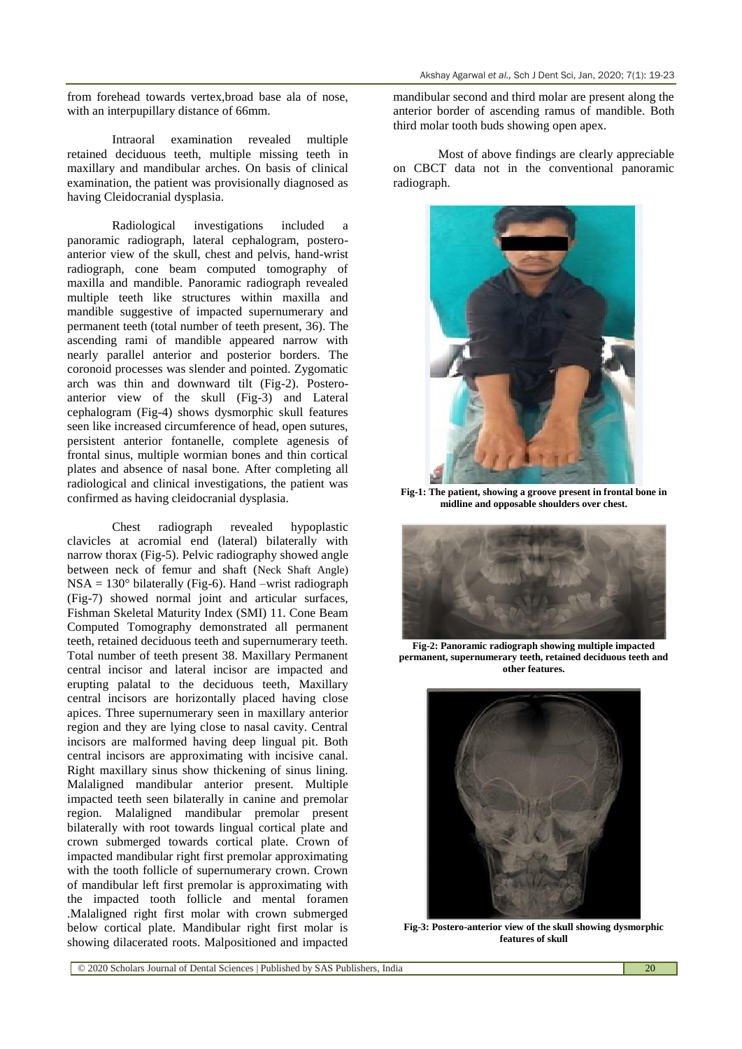from forehead towards vertex,broad base ala of nose, with an interpupillary distance of 66mm.

Intraoral examination revealed multiple retained deciduous teeth, multiple missing teeth in maxillary and mandibular arches. On basis of clinical examination, the patient was provisionally diagnosed as having Cleidocranial dysplasia.

Radiological investigations included a panoramic radiograph, lateral cephalogram, postero-anterior view of the skull, chest and pelvis, hand-wrist radiograph, cone beam computed tomography of maxilla and mandible. Panoramic radiograph revealed multiple teeth like structures within maxilla and mandible suggestive of impacted supernumerary and permanent teeth (total number of teeth present, 36). The ascending rami of mandible appeared narrow with nearly parallel anterior and posterior borders. The coronoid processes was slender and pointed. Zygomatic arch was thin and downward tilt (Fig-2). Postero-anterior view of the skull (Fig-3) and Lateral cephalogram (Fig-4) shows dysmorphic skull features seen like increased circumference of head, open sutures, persistent anterior fontanelle, complete agenesis of frontal sinus, multiple wormian bones and thin cortical plates and absence of nasal bone. After completing all radiological and clinical investigations, the patient was confirmed as having cleidocranial dysplasia.

Chest radiograph revealed hypoplastic clavicles at acromial end (lateral) bilaterally with narrow thorax (Fig-5). Pelvic radiography showed angle between neck of femur and shaft (Neck Shaft Angle) NSA = 130° bilaterally (Fig-6). Hand –wrist radiograph (Fig-7) showed normal joint and articular surfaces, Fishman Skeletal Maturity Index (SMI) 11. Cone Beam Computed Tomography demonstrated all permanent teeth, retained deciduous teeth and supernumerary teeth. Total number of teeth present 38. Maxillary Permanent central incisor and lateral incisor are impacted and erupting palatal to the deciduous teeth, Maxillary central incisors are horizontally placed having close apices. Three supernumerary seen in maxillary anterior region and they are lying close to nasal cavity. Central incisors are malformed having deep lingual pit. Both central incisors are approximating with incisive canal. Right maxillary sinus show thickening of sinus lining. Malaligned mandibular anterior present. Multiple impacted teeth seen bilaterally in canine and premolar region. Malaligned mandibular premolar present bilaterally with root towards lingual cortical plate and crown submerged towards cortical plate. Crown of impacted mandibular right first premolar approximating with the tooth follicle of supernumerary crown. Crown of mandibular left first premolar is approximating with the impacted tooth follicle and mental foramen .Malaligned right first molar with crown submerged below cortical plate. Mandibular right first molar is showing dilacerated roots. Malpositioned and impacted mandibular second and third molar are present along the anterior border of ascending ramus of mandible. Both third molar tooth buds showing open apex.

Most of above findings are clearly appreciable on CBCT data not in the conventional panoramic radiograph.

**Fig-1: The patient, showing a groove present in frontal bone in midline and opposable shoulders over chest.**

**Fig-2: Panoramic radiograph showing multiple impacted permanent, supernumerary teeth, retained deciduous teeth and other features.**

**Fig-3: Postero-anterior view of the skull showing dysmorphic features of skull**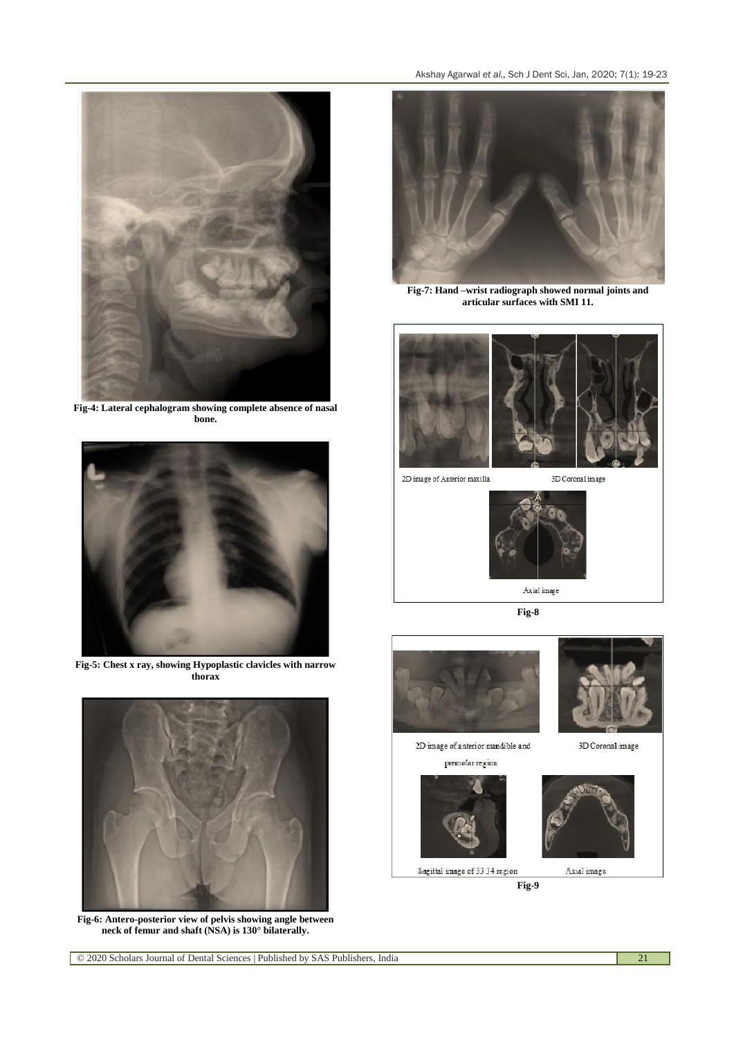Fig-4: Lateral cephalogram showing complete absence of nasal bone.

Fig-5: Chest x ray, showing Hypoplastic clavicles with narrow thorax

Fig-6: Antero-posterior view of pelvis showing angle between neck of femur and shaft (NSA) is 130° bilaterally.

Fig-7: Hand –wrist radiograph showed normal joints and articular surfaces with SMI 11.

2D image of Anterior maxilla

3D Coronal image

Axial image

Fig-8

2D image of anterior mandible and premolar region

3D Coronal image

Sagittal image of 33 34 region

Axial image

Fig-9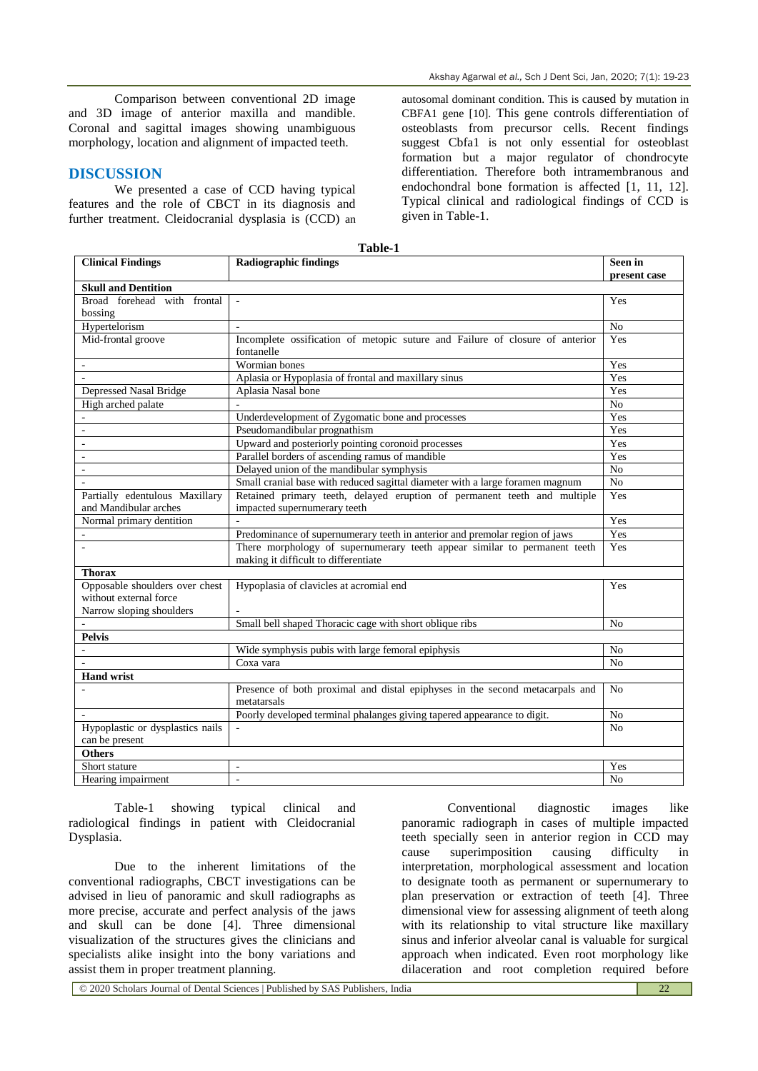Comparison between conventional 2D image and 3D image of anterior maxilla and mandible. Coronal and sagittal images showing unambiguous morphology, location and alignment of impacted teeth.

## DISCUSSION

We presented a case of CCD having typical features and the role of CBCT in its diagnosis and further treatment. Cleidocranial dysplasia is (CCD) an autosomal dominant condition. This is caused by mutation in CBFA1 gene [10]. This gene controls differentiation of osteoblasts from precursor cells. Recent findings suggest Cbfa1 is not only essential for osteoblast formation but a major regulator of chondrocyte differentiation. Therefore both intramembranous and endochondral bone formation is affected [1, 11, 12]. Typical clinical and radiological findings of CCD is given in Table-1.

**Table-1**

| Clinical Findings | Radiographic findings | Seen in present case |
|---|---|---|
| **Skull and Dentition** | | |
| Broad forehead with frontal bossing | - | Yes |
| Hypertelorism | - | No |
| Mid-frontal groove | Incomplete ossification of metopic suture and Failure of closure of anterior fontanelle | Yes |
| - | Wormian bones | Yes |
| - | Aplasia or Hypoplasia of frontal and maxillary sinus | Yes |
| Depressed Nasal Bridge | Aplasia Nasal bone | Yes |
| High arched palate | - | No |
| - | Underdevelopment of Zygomatic bone and processes | Yes |
| - | Pseudomandibular prognathism | Yes |
| - | Upward and posteriorly pointing coronoid processes | Yes |
| - | Parallel borders of ascending ramus of mandible | Yes |
| - | Delayed union of the mandibular symphysis | No |
| - | Small cranial base with reduced sagittal diameter with a large foramen magnum | No |
| Partially edentulous Maxillary and Mandibular arches | Retained primary teeth, delayed eruption of permanent teeth and multiple impacted supernumerary teeth | Yes |
| Normal primary dentition | - | Yes |
| - | Predominance of supernumerary teeth in anterior and premolar region of jaws | Yes |
| - | There morphology of supernumerary teeth appear similar to permanent teeth making it difficult to differentiate | Yes |
| **Thorax** | | |
| Opposable shoulders over chest without external force<br>Narrow sloping shoulders | Hypoplasia of clavicles at acromial end<br>- | Yes |
| - | Small bell shaped Thoracic cage with short oblique ribs | No |
| **Pelvis** | | |
| - | Wide symphysis pubis with large femoral epiphysis | No |
| - | Coxa vara | No |
| **Hand wrist** | | |
| - | Presence of both proximal and distal epiphyses in the second metacarpals and metatarsals | No |
| - | Poorly developed terminal phalanges giving tapered appearance to digit. | No |
| Hypoplastic or dysplastics nails can be present | - | No |
| **Others** | | |
| Short stature | - | Yes |
| Hearing impairment | - | No |

Table-1 showing typical clinical and radiological findings in patient with Cleidocranial Dysplasia.

Due to the inherent limitations of the conventional radiographs, CBCT investigations can be advised in lieu of panoramic and skull radiographs as more precise, accurate and perfect analysis of the jaws and skull can be done [4]. Three dimensional visualization of the structures gives the clinicians and specialists alike insight into the bony variations and assist them in proper treatment planning.

Conventional diagnostic images like panoramic radiograph in cases of multiple impacted teeth specially seen in anterior region in CCD may cause superimposition causing difficulty in interpretation, morphological assessment and location to designate tooth as permanent or supernumerary to plan preservation or extraction of teeth [4]. Three dimensional view for assessing alignment of teeth along with its relationship to vital structure like maxillary sinus and inferior alveolar canal is valuable for surgical approach when indicated. Even root morphology like dilaceration and root completion required before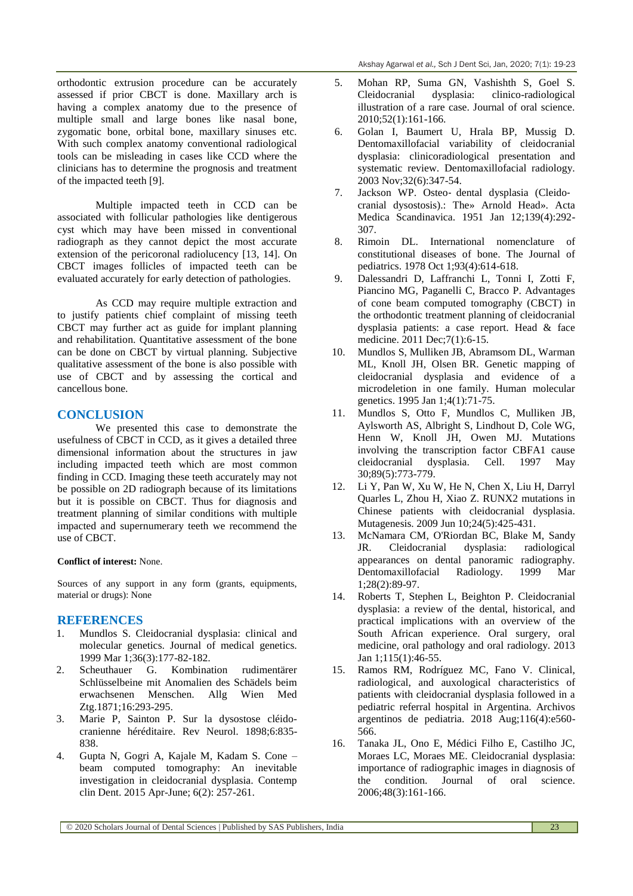orthodontic extrusion procedure can be accurately assessed if prior CBCT is done. Maxillary arch is having a complex anatomy due to the presence of multiple small and large bones like nasal bone, zygomatic bone, orbital bone, maxillary sinuses etc. With such complex anatomy conventional radiological tools can be misleading in cases like CCD where the clinicians has to determine the prognosis and treatment of the impacted teeth [9].

Multiple impacted teeth in CCD can be associated with follicular pathologies like dentigerous cyst which may have been missed in conventional radiograph as they cannot depict the most accurate extension of the pericoronal radiolucency [13, 14]. On CBCT images follicles of impacted teeth can be evaluated accurately for early detection of pathologies.

As CCD may require multiple extraction and to justify patients chief complaint of missing teeth CBCT may further act as guide for implant planning and rehabilitation. Quantitative assessment of the bone can be done on CBCT by virtual planning. Subjective qualitative assessment of the bone is also possible with use of CBCT and by assessing the cortical and cancellous bone.

## CONCLUSION

We presented this case to demonstrate the usefulness of CBCT in CCD, as it gives a detailed three dimensional information about the structures in jaw including impacted teeth which are most common finding in CCD. Imaging these teeth accurately may not be possible on 2D radiograph because of its limitations but it is possible on CBCT. Thus for diagnosis and treatment planning of similar conditions with multiple impacted and supernumerary teeth we recommend the use of CBCT.

**Conflict of interest:** None.

Sources of any support in any form (grants, equipments, material or drugs): None

## REFERENCES

1. Mundlos S. Cleidocranial dysplasia: clinical and molecular genetics. Journal of medical genetics. 1999 Mar 1;36(3):177-82-182.
2. Scheuthauer G. Kombination rudimentärer Schlüsselbeine mit Anomalien des Schädels beim erwachsenen Menschen. Allg Wien Med Ztg.1871;16:293-295.
3. Marie P, Sainton P. Sur la dysostose cléido-cranienne héréditaire. Rev Neurol. 1898;6:835-838.
4. Gupta N, Gogri A, Kajale M, Kadam S. Cone – beam computed tomography: An inevitable investigation in cleidocranial dysplasia. Contemp clin Dent. 2015 Apr-June; 6(2): 257-261.
5. Mohan RP, Suma GN, Vashishth S, Goel S. Cleidocranial dysplasia: clinico-radiological illustration of a rare case. Journal of oral science. 2010;52(1):161-166.
6. Golan I, Baumert U, Hrala BP, Mussig D. Dentomaxillofacial variability of cleidocranial dysplasia: clinicoradiological presentation and systematic review. Dentomaxillofacial radiology. 2003 Nov;32(6):347-54.
7. Jackson WP. Osteo- dental dysplasia (Cleido- cranial dysostosis).: The» Arnold Head». Acta Medica Scandinavica. 1951 Jan 12;139(4):292-307.
8. Rimoin DL. International nomenclature of constitutional diseases of bone. The Journal of pediatrics. 1978 Oct 1;93(4):614-618.
9. Dalessandri D, Laffranchi L, Tonni I, Zotti F, Piancino MG, Paganelli C, Bracco P. Advantages of cone beam computed tomography (CBCT) in the orthodontic treatment planning of cleidocranial dysplasia patients: a case report. Head & face medicine. 2011 Dec;7(1):6-15.
10. Mundlos S, Mulliken JB, Abramsom DL, Warman ML, Knoll JH, Olsen BR. Genetic mapping of cleidocranial dysplasia and evidence of a microdeletion in one family. Human molecular genetics. 1995 Jan 1;4(1):71-75.
11. Mundlos S, Otto F, Mundlos C, Mulliken JB, Aylsworth AS, Albright S, Lindhout D, Cole WG, Henn W, Knoll JH, Owen MJ. Mutations involving the transcription factor CBFA1 cause cleidocranial dysplasia. Cell. 1997 May 30;89(5):773-779.
12. Li Y, Pan W, Xu W, He N, Chen X, Liu H, Darryl Quarles L, Zhou H, Xiao Z. RUNX2 mutations in Chinese patients with cleidocranial dysplasia. Mutagenesis. 2009 Jun 10;24(5):425-431.
13. McNamara CM, O'Riordan BC, Blake M, Sandy JR. Cleidocranial dysplasia: radiological appearances on dental panoramic radiography. Dentomaxillofacial Radiology. 1999 Mar 1;28(2):89-97.
14. Roberts T, Stephen L, Beighton P. Cleidocranial dysplasia: a review of the dental, historical, and practical implications with an overview of the South African experience. Oral surgery, oral medicine, oral pathology and oral radiology. 2013 Jan 1;115(1):46-55.
15. Ramos RM, Rodríguez MC, Fano V. Clinical, radiological, and auxological characteristics of patients with cleidocranial dysplasia followed in a pediatric referral hospital in Argentina. Archivos argentinos de pediatria. 2018 Aug;116(4):e560-566.
16. Tanaka JL, Ono E, Médici Filho E, Castilho JC, Moraes LC, Moraes ME. Cleidocranial dysplasia: importance of radiographic images in diagnosis of the condition. Journal of oral science. 2006;48(3):161-166.